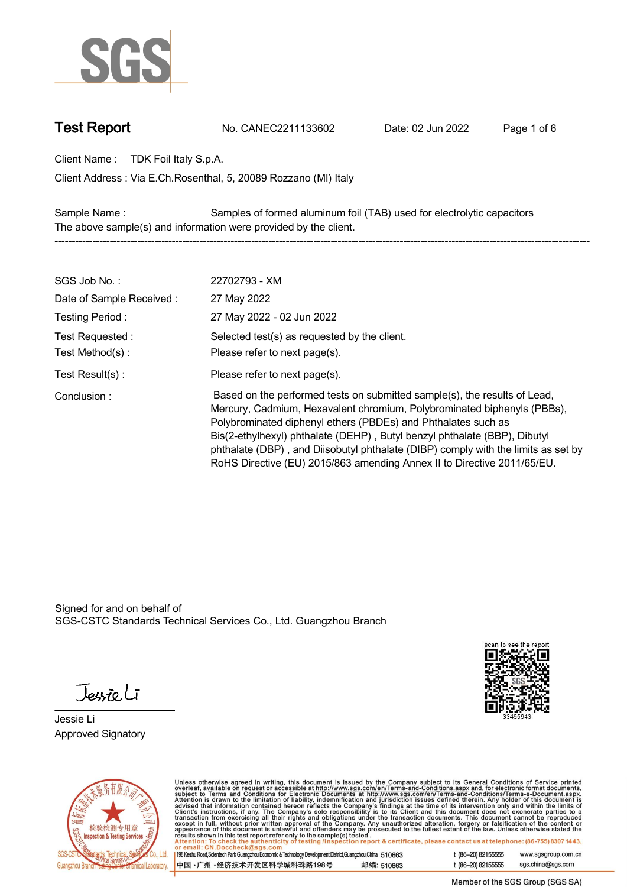SGS

# Test Report

No. CANEC2211133602 Date: 02 Jun 2022

Client Name : TDK Foil Italy S.p.A.

Client Address : Via E.Ch.Rosenthal, 5, 20089 Rozzano (MI) Italy

Sample Name : Samples of formed aluminum foil (TAB) used for electrolytic capacitors

The above sample(s) and information were provided by the client.

---

| | |
|---|---|
| SGS Job No. : | 22702793 - XM |
| Date of Sample Received : | 27 May 2022 |
| Testing Period : | 27 May 2022 - 02 Jun 2022 |
| Test Requested : | Selected test(s) as requested by the client. |
| Test Method(s) : | Please refer to next page(s). |
| Test Result(s) : | Please refer to next page(s). |
| Conclusion : | Based on the performed tests on submitted sample(s), the results of Lead, Mercury, Cadmium, Hexavalent chromium, Polybrominated biphenyls (PBBs), Polybrominated diphenyl ethers (PBDEs) and Phthalates such as Bis(2-ethylhexyl) phthalate (DEHP) , Butyl benzyl phthalate (BBP), Dibutyl phthalate (DBP) , and Diisobutyl phthalate (DIBP) comply with the limits as set by RoHS Directive (EU) 2015/863 amending Annex II to Directive 2011/65/EU. |

Signed for and on behalf of
SGS-CSTC Standards Technical Services Co., Ltd. Guangzhou Branch

scan to see the report

33455943

Jessie Li

Approved Signatory

Unless otherwise agreed in writing, this document is issued by the Company subject to its General Conditions of Service printed overleaf, available on request or accessible at http://www.sgs.com/en/Terms-and-Conditions.aspx and, for electronic format documents, subject to Terms and Conditions for Electronic Documents at http://www.sgs.com/en/Terms-and-Conditions/Terms-e-Document.aspx. Attention is drawn to the limitation of liability, indemnification and jurisdiction issues defined therein. Any holder of this document is advised that information contained hereon reflects the Company's findings at the time of its intervention only and within the limits of Client's instructions, if any. The Company's sole responsibility is to its Client and this document does not exonerate parties to a transaction from exercising all their rights and obligations under the transaction documents. This document cannot be reproduced except in full, without prior written approval of the Company. Any unauthorized alteration, forgery or falsification of the content or appearance of this document is unlawful and offenders may be prosecuted to the fullest extent of the law. Unless otherwise stated the results shown in this test report refer only to the sample(s) tested .

Attention: To check the authenticity of testing /inspection report & certificate, please contact us at telephone: (86-755) 8307 1443, or email: CN.Doccheck@sgs.com

198 Kezhu Road,Scientech Park Guangzhou Economic & Technology Development District,Guangzhou,China 510663 t (86–20) 82155555 www.sgsgroup.com.cn

中国 · 广州 · 经济技术开发区科学城科珠路198号 邮编: 510663 t (86–20) 82155555 sgs.china@sgs.com

Member of the SGS Group (SGS SA)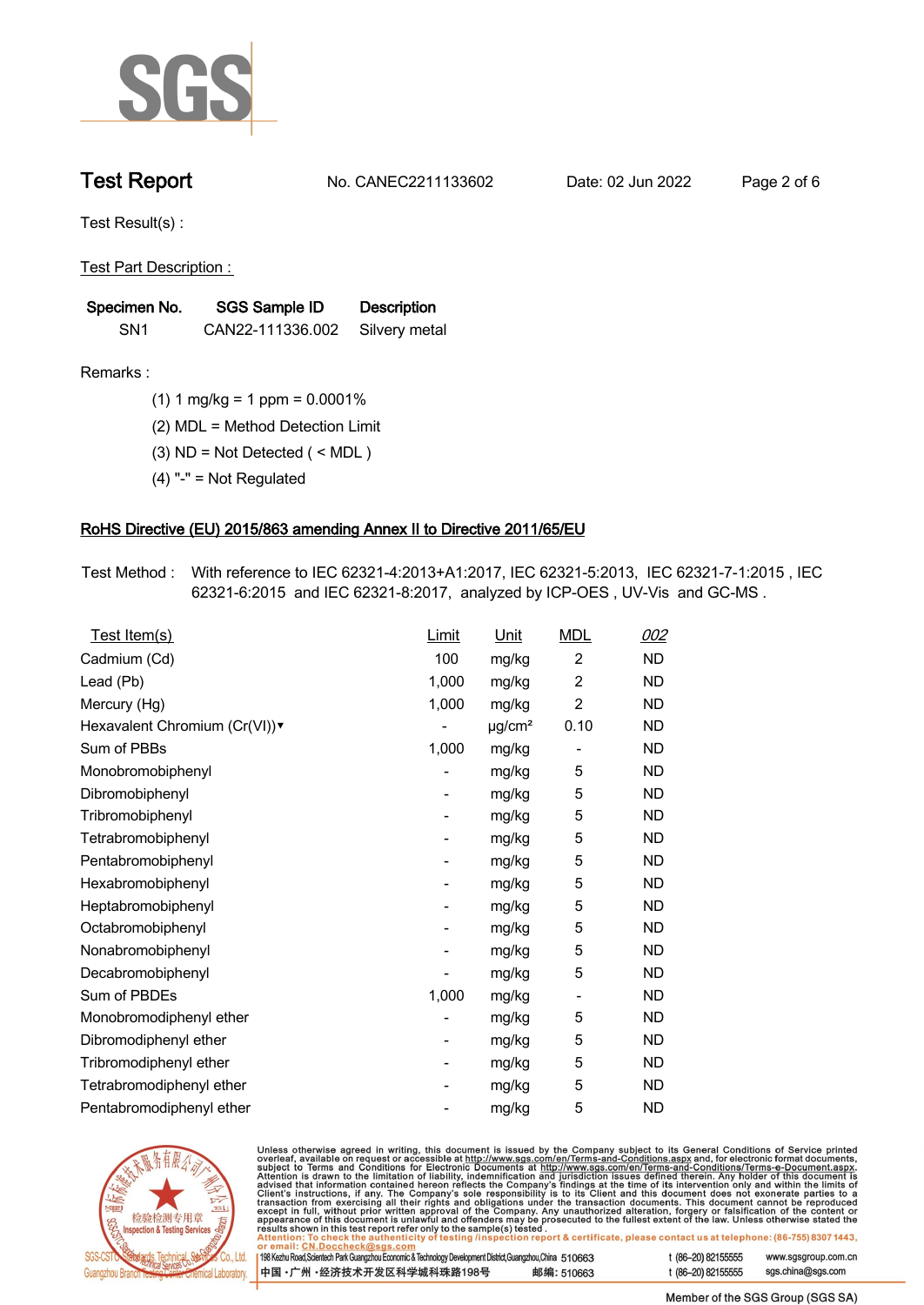## Test Report

No. CANEC2211133602 Date: 02 Jun 2022

Test Result(s) :

Test Part Description :

| Specimen No. | SGS Sample ID | Description |
|---|---|---|
| SN1 | CAN22-111336.002 | Silvery metal |

Remarks :

(1) 1 mg/kg = 1 ppm = 0.0001%

(2) MDL = Method Detection Limit

(3) ND = Not Detected ( < MDL )

(4) "-" = Not Regulated

### RoHS Directive (EU) 2015/863 amending Annex II to Directive 2011/65/EU

Test Method : With reference to IEC 62321-4:2013+A1:2017, IEC 62321-5:2013, IEC 62321-7-1:2015 , IEC 62321-6:2015 and IEC 62321-8:2017, analyzed by ICP-OES , UV-Vis and GC-MS .

| Test Item(s) | Limit | Unit | MDL | 002 |
|---|---|---|---|---|
| Cadmium (Cd) | 100 | mg/kg | 2 | ND |
| Lead (Pb) | 1,000 | mg/kg | 2 | ND |
| Mercury (Hg) | 1,000 | mg/kg | 2 | ND |
| Hexavalent Chromium (Cr(VI))▼ | - | μg/cm² | 0.10 | ND |
| Sum of PBBs | 1,000 | mg/kg | - | ND |
| Monobromobiphenyl | - | mg/kg | 5 | ND |
| Dibromobiphenyl | - | mg/kg | 5 | ND |
| Tribromobiphenyl | - | mg/kg | 5 | ND |
| Tetrabromobiphenyl | - | mg/kg | 5 | ND |
| Pentabromobiphenyl | - | mg/kg | 5 | ND |
| Hexabromobiphenyl | - | mg/kg | 5 | ND |
| Heptabromobiphenyl | - | mg/kg | 5 | ND |
| Octabromobiphenyl | - | mg/kg | 5 | ND |
| Nonabromobiphenyl | - | mg/kg | 5 | ND |
| Decabromobiphenyl | - | mg/kg | 5 | ND |
| Sum of PBDEs | 1,000 | mg/kg | - | ND |
| Monobromodiphenyl ether | - | mg/kg | 5 | ND |
| Dibromodiphenyl ether | - | mg/kg | 5 | ND |
| Tribromodiphenyl ether | - | mg/kg | 5 | ND |
| Tetrabromodiphenyl ether | - | mg/kg | 5 | ND |
| Pentabromodiphenyl ether | - | mg/kg | 5 | ND |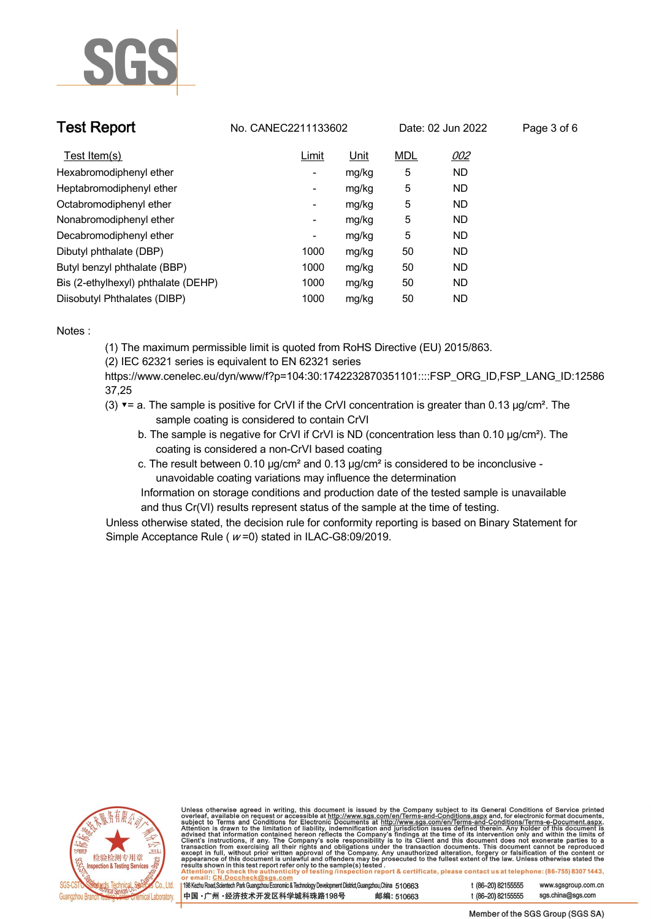| Test Item(s) | Limit | Unit | MDL | *002* |
|---|---|---|---|---|
| Hexabromodiphenyl ether | - | mg/kg | 5 | ND |
| Heptabromodiphenyl ether | - | mg/kg | 5 | ND |
| Octabromodiphenyl ether | - | mg/kg | 5 | ND |
| Nonabromodiphenyl ether | - | mg/kg | 5 | ND |
| Decabromodiphenyl ether | - | mg/kg | 5 | ND |
| Dibutyl phthalate (DBP) | 1000 | mg/kg | 50 | ND |
| Butyl benzyl phthalate (BBP) | 1000 | mg/kg | 50 | ND |
| Bis (2-ethylhexyl) phthalate (DEHP) | 1000 | mg/kg | 50 | ND |
| Diisobutyl Phthalates (DIBP) | 1000 | mg/kg | 50 | ND |

Notes :

(1) The maximum permissible limit is quoted from RoHS Directive (EU) 2015/863.

(2) IEC 62321 series is equivalent to EN 62321 series https://www.cenelec.eu/dyn/www/f?p=104:30:1742232870351101::::FSP_ORG_ID,FSP_LANG_ID:1258637,25

(3) ▼= a. The sample is positive for CrVI if the CrVI concentration is greater than 0.13 μg/cm². The sample coating is considered to contain CrVI

b. The sample is negative for CrVI if CrVI is ND (concentration less than 0.10 μg/cm²). The coating is considered a non-CrVI based coating

c. The result between 0.10 μg/cm² and 0.13 μg/cm² is considered to be inconclusive - unavoidable coating variations may influence the determination

Information on storage conditions and production date of the tested sample is unavailable and thus Cr(VI) results represent status of the sample at the time of testing.

Unless otherwise stated, the decision rule for conformity reporting is based on Binary Statement for Simple Acceptance Rule ( $w$ =0) stated in ILAC-G8:09/2019.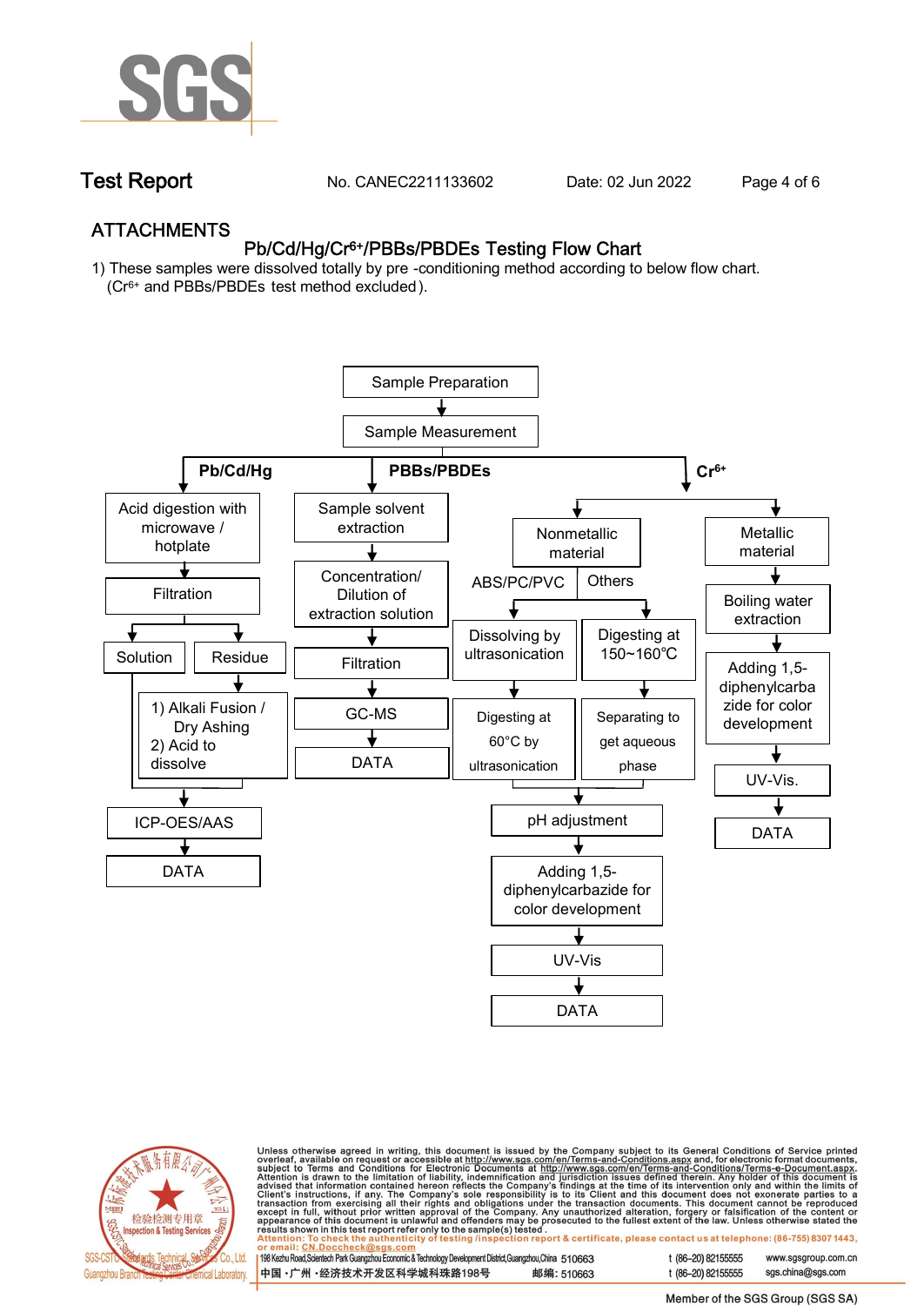## ATTACHMENTS

### Pb/Cd/Hg/$Cr^{6+}$/PBBs/PBDEs Testing Flow Chart

1) These samples were dissolved totally by pre -conditioning method according to below flow chart. ($Cr^{6+}$ and PBBs/PBDEs test method excluded).

Sample Preparation → Sample Measurement

**Pb/Cd/Hg**

- Acid digestion with microwave / hotplate → Filtration → Solution / Residue
- Residue → 1) Alkali Fusion / Dry Ashing 2) Acid to dissolve
- Solution and dissolved residue → ICP-OES/AAS → DATA

**PBBs/PBDEs**

- Sample solvent extraction → Concentration/ Dilution of extraction solution → Filtration → GC-MS → DATA

**$Cr^{6+}$**

- Nonmetallic material
  - ABS/PC/PVC → Dissolving by ultrasonication → Digesting at 60°C by ultrasonication
  - Others → Digesting at 150~160℃ → Separating to get aqueous phase
  - → pH adjustment → Adding 1,5-diphenylcarbazide for color development → UV-Vis → DATA
- Metallic material → Boiling water extraction → Adding 1,5-diphenylcarbazide for color development → UV-Vis. → DATA

Unless otherwise agreed in writing, this document is issued by the Company subject to its General Conditions of Service printed overleaf, available on request or accessible at http://www.sgs.com/en/Terms-and-Conditions.aspx and, for electronic format documents, subject to Terms and Conditions for Electronic Documents at http://www.sgs.com/en/Terms-and-Conditions/Terms-e-Document.aspx. Attention is drawn to the limitation of liability, indemnification and jurisdiction issues defined therein. Any holder of this document is advised that information contained hereon reflects the Company's findings at the time of its intervention only and within the limits of Client's instructions, if any. The Company's sole responsibility is to its Client and this document does not exonerate parties to a transaction from exercising all their rights and obligations under the transaction documents. This document cannot be reproduced except in full, without prior written approval of the Company. Any unauthorized alteration, forgery or falsification of the content or appearance of this document is unlawful and offenders may be prosecuted to the fullest extent of the law. Unless otherwise stated the results shown in this test report refer only to the sample(s) tested.

Attention: To check the authenticity of testing /inspection report & certificate, please contact us at telephone: (86-755) 8307 1443, or email: CN.Doccheck@sgs.com

198 Kezhu Road,Scientech Park Guangzhou Economic & Technology Development District,Guangzhou,China 510663 t (86–20) 82155555 www.sgsgroup.com.cn

中国 ·广州 ·经济技术开发区科学城科珠路198号 邮编: 510663 t (86–20) 82155555 sgs.china@sgs.com

Member of the SGS Group (SGS SA)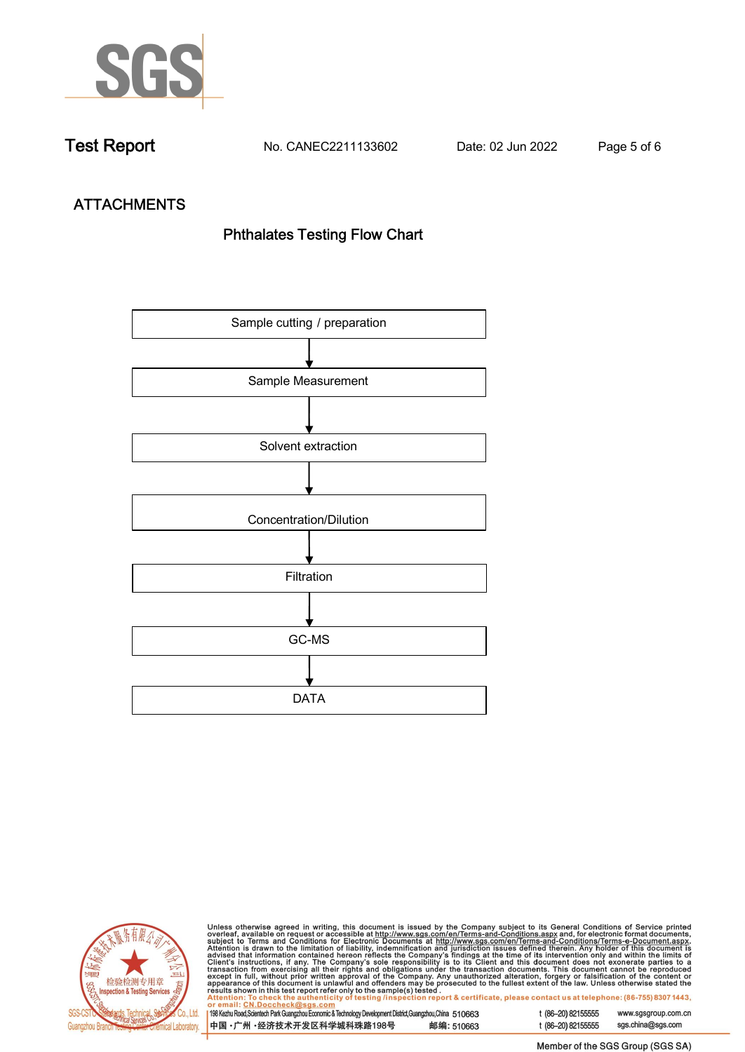## ATTACHMENTS

### Phthalates Testing Flow Chart

Sample cutting / preparation

↓

Sample Measurement

↓

Solvent extraction

↓

Concentration/Dilution

↓

Filtration

↓

GC-MS

↓

DATA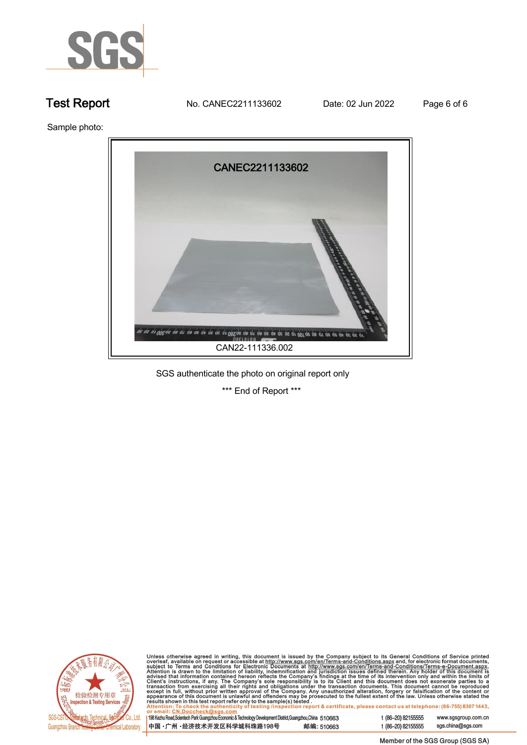Sample photo:

CANEC2211133602

CAN22-111336.002

SGS authenticate the photo on original report only

\*\*\* End of Report \*\*\*